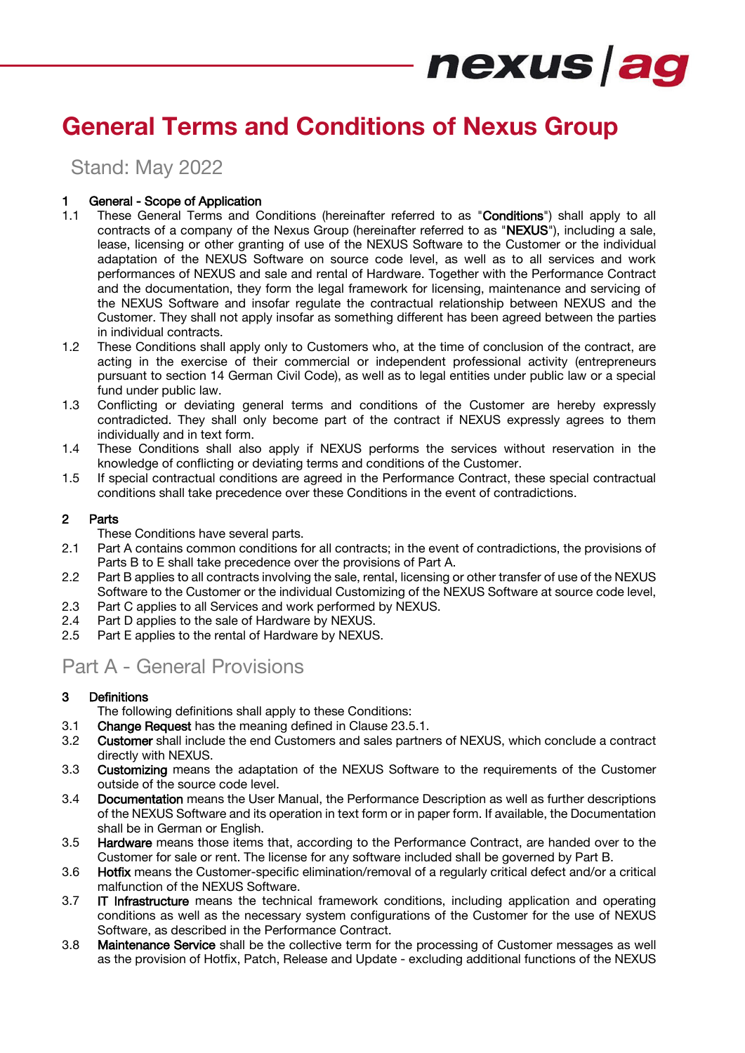# General Terms and Conditions of Nexus Group

Stand: May 2022

## 1 General - Scope of Application

1.1 These General Terms and Conditions (hereinafter referred to as "**Conditions**") shall apply to all contracts of a company of the Nexus Group (hereinafter referred to as "**NEXUS**"), including a sale, lease, licensing or other granting of use of the NEXUS Software to the Customer or the individual adaptation of the NEXUS Software on source code level, as well as to all services and work performances of NEXUS and sale and rental of Hardware. Together with the Performance Contract and the documentation, they form the legal framework for licensing, maintenance and servicing of the NEXUS Software and insofar regulate the contractual relationship between NEXUS and the Customer. They shall not apply insofar as something different has been agreed between the parties in individual contracts.

1.2 These Conditions shall apply only to Customers who, at the time of conclusion of the contract, are acting in the exercise of their commercial or independent professional activity (entrepreneurs pursuant to section 14 German Civil Code), as well as to legal entities under public law or a special fund under public law.

1.3 Conflicting or deviating general terms and conditions of the Customer are hereby expressly contradicted. They shall only become part of the contract if NEXUS expressly agrees to them individually and in text form.

1.4 These Conditions shall also apply if NEXUS performs the services without reservation in the knowledge of conflicting or deviating terms and conditions of the Customer.

1.5 If special contractual conditions are agreed in the Performance Contract, these special contractual conditions shall take precedence over these Conditions in the event of contradictions.

## 2 Parts

These Conditions have several parts.

2.1 Part A contains common conditions for all contracts; in the event of contradictions, the provisions of Parts B to E shall take precedence over the provisions of Part A.

2.2 Part B applies to all contracts involving the sale, rental, licensing or other transfer of use of the NEXUS Software to the Customer or the individual Customizing of the NEXUS Software at source code level,

2.3 Part C applies to all Services and work performed by NEXUS.

2.4 Part D applies to the sale of Hardware by NEXUS.

2.5 Part E applies to the rental of Hardware by NEXUS.

# Part A - General Provisions

## 3 Definitions

The following definitions shall apply to these Conditions:

3.1 **Change Request** has the meaning defined in Clause 23.5.1.

3.2 **Customer** shall include the end Customers and sales partners of NEXUS, which conclude a contract directly with NEXUS.

3.3 **Customizing** means the adaptation of the NEXUS Software to the requirements of the Customer outside of the source code level.

3.4 **Documentation** means the User Manual, the Performance Description as well as further descriptions of the NEXUS Software and its operation in text form or in paper form. If available, the Documentation shall be in German or English.

3.5 **Hardware** means those items that, according to the Performance Contract, are handed over to the Customer for sale or rent. The license for any software included shall be governed by Part B.

3.6 **Hotfix** means the Customer-specific elimination/removal of a regularly critical defect and/or a critical malfunction of the NEXUS Software.

3.7 **IT Infrastructure** means the technical framework conditions, including application and operating conditions as well as the necessary system configurations of the Customer for the use of NEXUS Software, as described in the Performance Contract.

3.8 **Maintenance Service** shall be the collective term for the processing of Customer messages as well as the provision of Hotfix, Patch, Release and Update - excluding additional functions of the NEXUS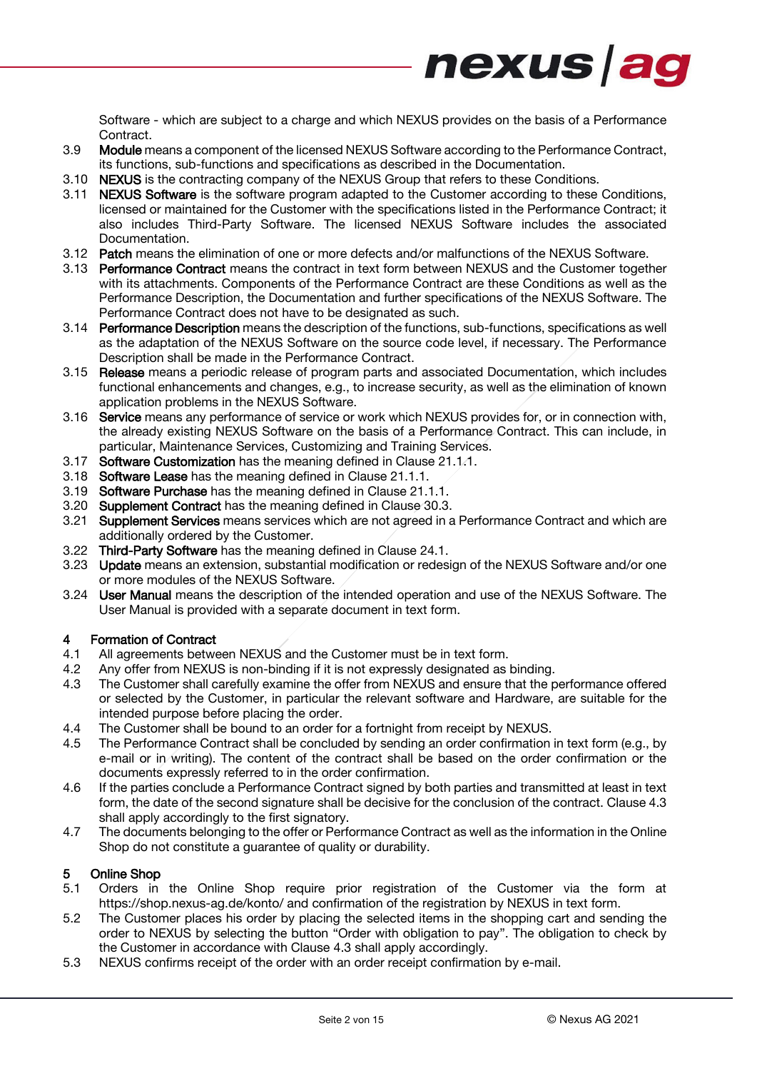Software - which are subject to a charge and which NEXUS provides on the basis of a Performance Contract.

3.9 **Module** means a component of the licensed NEXUS Software according to the Performance Contract, its functions, sub-functions and specifications as described in the Documentation.

3.10 **NEXUS** is the contracting company of the NEXUS Group that refers to these Conditions.

3.11 **NEXUS Software** is the software program adapted to the Customer according to these Conditions, licensed or maintained for the Customer with the specifications listed in the Performance Contract; it also includes Third-Party Software. The licensed NEXUS Software includes the associated Documentation.

3.12 **Patch** means the elimination of one or more defects and/or malfunctions of the NEXUS Software.

3.13 **Performance Contract** means the contract in text form between NEXUS and the Customer together with its attachments. Components of the Performance Contract are these Conditions as well as the Performance Description, the Documentation and further specifications of the NEXUS Software. The Performance Contract does not have to be designated as such.

3.14 **Performance Description** means the description of the functions, sub-functions, specifications as well as the adaptation of the NEXUS Software on the source code level, if necessary. The Performance Description shall be made in the Performance Contract.

3.15 **Release** means a periodic release of program parts and associated Documentation, which includes functional enhancements and changes, e.g., to increase security, as well as the elimination of known application problems in the NEXUS Software.

3.16 **Service** means any performance of service or work which NEXUS provides for, or in connection with, the already existing NEXUS Software on the basis of a Performance Contract. This can include, in particular, Maintenance Services, Customizing and Training Services.

3.17 **Software Customization** has the meaning defined in Clause 21.1.1.

3.18 **Software Lease** has the meaning defined in Clause 21.1.1.

3.19 **Software Purchase** has the meaning defined in Clause 21.1.1.

3.20 **Supplement Contract** has the meaning defined in Clause 30.3.

3.21 **Supplement Services** means services which are not agreed in a Performance Contract and which are additionally ordered by the Customer.

3.22 **Third-Party Software** has the meaning defined in Clause 24.1.

3.23 **Update** means an extension, substantial modification or redesign of the NEXUS Software and/or one or more modules of the NEXUS Software.

3.24 **User Manual** means the description of the intended operation and use of the NEXUS Software. The User Manual is provided with a separate document in text form.

## 4 Formation of Contract

4.1 All agreements between NEXUS and the Customer must be in text form.

4.2 Any offer from NEXUS is non-binding if it is not expressly designated as binding.

4.3 The Customer shall carefully examine the offer from NEXUS and ensure that the performance offered or selected by the Customer, in particular the relevant software and Hardware, are suitable for the intended purpose before placing the order.

4.4 The Customer shall be bound to an order for a fortnight from receipt by NEXUS.

4.5 The Performance Contract shall be concluded by sending an order confirmation in text form (e.g., by e-mail or in writing). The content of the contract shall be based on the order confirmation or the documents expressly referred to in the order confirmation.

4.6 If the parties conclude a Performance Contract signed by both parties and transmitted at least in text form, the date of the second signature shall be decisive for the conclusion of the contract. Clause 4.3 shall apply accordingly to the first signatory.

4.7 The documents belonging to the offer or Performance Contract as well as the information in the Online Shop do not constitute a guarantee of quality or durability.

## 5 Online Shop

5.1 Orders in the Online Shop require prior registration of the Customer via the form at https://shop.nexus-ag.de/konto/ and confirmation of the registration by NEXUS in text form.

5.2 The Customer places his order by placing the selected items in the shopping cart and sending the order to NEXUS by selecting the button "Order with obligation to pay". The obligation to check by the Customer in accordance with Clause 4.3 shall apply accordingly.

5.3 NEXUS confirms receipt of the order with an order receipt confirmation by e-mail.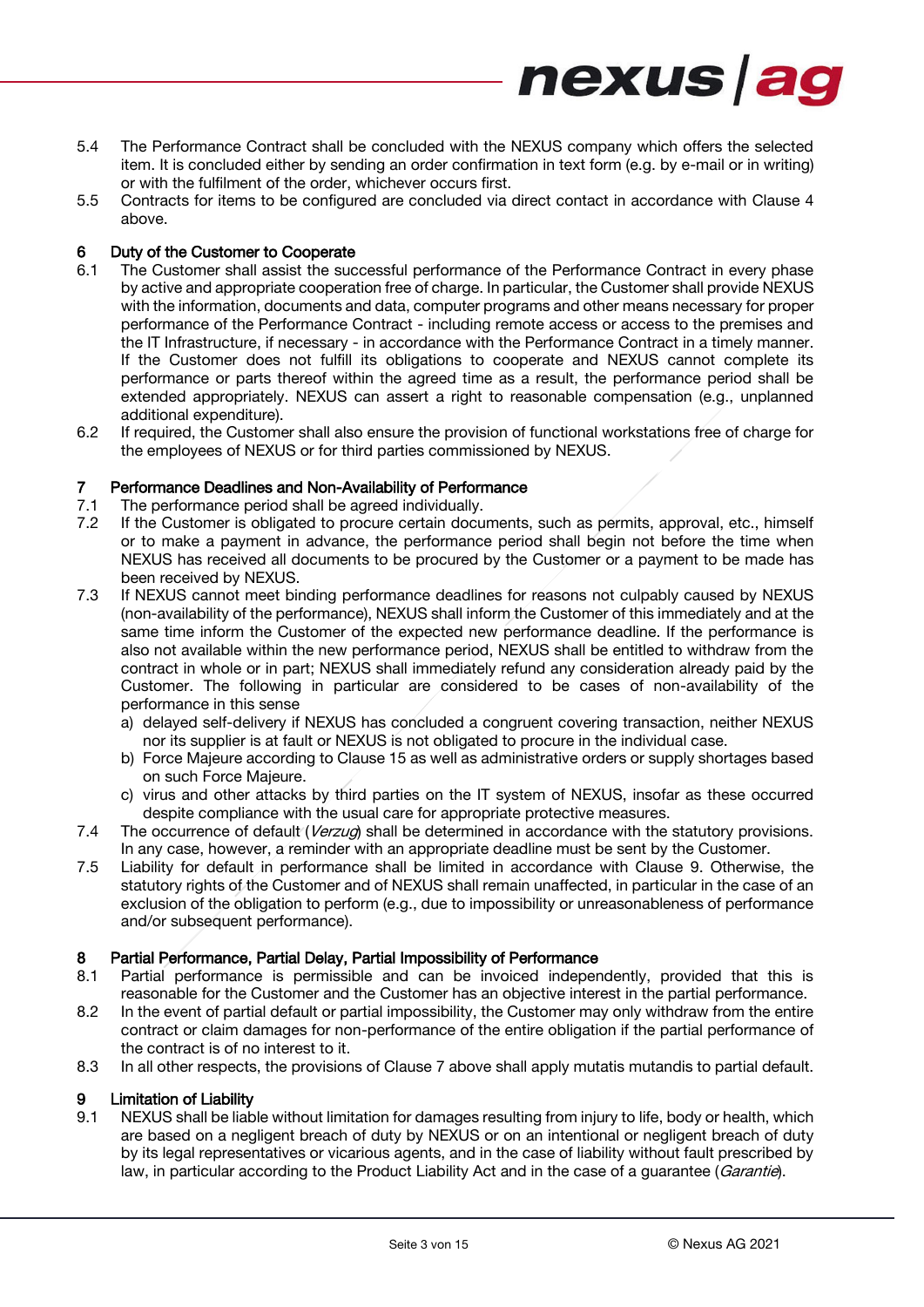5.4 The Performance Contract shall be concluded with the NEXUS company which offers the selected item. It is concluded either by sending an order confirmation in text form (e.g. by e-mail or in writing) or with the fulfilment of the order, whichever occurs first.

5.5 Contracts for items to be configured are concluded via direct contact in accordance with Clause 4 above.

## 6 Duty of the Customer to Cooperate

6.1 The Customer shall assist the successful performance of the Performance Contract in every phase by active and appropriate cooperation free of charge. In particular, the Customer shall provide NEXUS with the information, documents and data, computer programs and other means necessary for proper performance of the Performance Contract - including remote access or access to the premises and the IT Infrastructure, if necessary - in accordance with the Performance Contract in a timely manner. If the Customer does not fulfill its obligations to cooperate and NEXUS cannot complete its performance or parts thereof within the agreed time as a result, the performance period shall be extended appropriately. NEXUS can assert a right to reasonable compensation (e.g., unplanned additional expenditure).

6.2 If required, the Customer shall also ensure the provision of functional workstations free of charge for the employees of NEXUS or for third parties commissioned by NEXUS.

## 7 Performance Deadlines and Non-Availability of Performance

7.1 The performance period shall be agreed individually.

7.2 If the Customer is obligated to procure certain documents, such as permits, approval, etc., himself or to make a payment in advance, the performance period shall begin not before the time when NEXUS has received all documents to be procured by the Customer or a payment to be made has been received by NEXUS.

7.3 If NEXUS cannot meet binding performance deadlines for reasons not culpably caused by NEXUS (non-availability of the performance), NEXUS shall inform the Customer of this immediately and at the same time inform the Customer of the expected new performance deadline. If the performance is also not available within the new performance period, NEXUS shall be entitled to withdraw from the contract in whole or in part; NEXUS shall immediately refund any consideration already paid by the Customer. The following in particular are considered to be cases of non-availability of the performance in this sense

a) delayed self-delivery if NEXUS has concluded a congruent covering transaction, neither NEXUS nor its supplier is at fault or NEXUS is not obligated to procure in the individual case.

b) Force Majeure according to Clause 15 as well as administrative orders or supply shortages based on such Force Majeure.

c) virus and other attacks by third parties on the IT system of NEXUS, insofar as these occurred despite compliance with the usual care for appropriate protective measures.

7.4 The occurrence of default (*Verzug*) shall be determined in accordance with the statutory provisions. In any case, however, a reminder with an appropriate deadline must be sent by the Customer.

7.5 Liability for default in performance shall be limited in accordance with Clause 9. Otherwise, the statutory rights of the Customer and of NEXUS shall remain unaffected, in particular in the case of an exclusion of the obligation to perform (e.g., due to impossibility or unreasonableness of performance and/or subsequent performance).

## 8 Partial Performance, Partial Delay, Partial Impossibility of Performance

8.1 Partial performance is permissible and can be invoiced independently, provided that this is reasonable for the Customer and the Customer has an objective interest in the partial performance.

8.2 In the event of partial default or partial impossibility, the Customer may only withdraw from the entire contract or claim damages for non-performance of the entire obligation if the partial performance of the contract is of no interest to it.

8.3 In all other respects, the provisions of Clause 7 above shall apply mutatis mutandis to partial default.

## 9 Limitation of Liability

9.1 NEXUS shall be liable without limitation for damages resulting from injury to life, body or health, which are based on a negligent breach of duty by NEXUS or on an intentional or negligent breach of duty by its legal representatives or vicarious agents, and in the case of liability without fault prescribed by law, in particular according to the Product Liability Act and in the case of a guarantee (*Garantie*).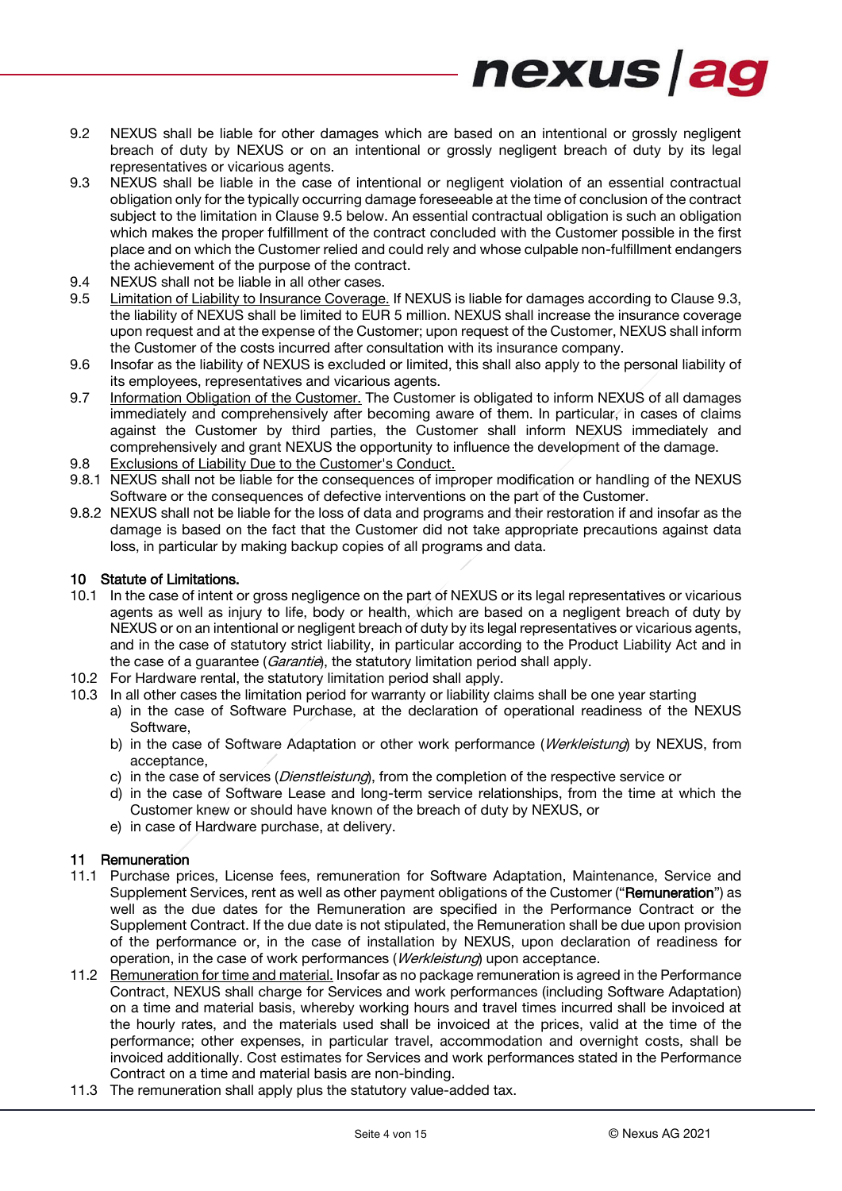9.2 NEXUS shall be liable for other damages which are based on an intentional or grossly negligent breach of duty by NEXUS or on an intentional or grossly negligent breach of duty by its legal representatives or vicarious agents.

9.3 NEXUS shall be liable in the case of intentional or negligent violation of an essential contractual obligation only for the typically occurring damage foreseeable at the time of conclusion of the contract subject to the limitation in Clause 9.5 below. An essential contractual obligation is such an obligation which makes the proper fulfillment of the contract concluded with the Customer possible in the first place and on which the Customer relied and could rely and whose culpable non-fulfillment endangers the achievement of the purpose of the contract.

9.4 NEXUS shall not be liable in all other cases.

9.5 Limitation of Liability to Insurance Coverage. If NEXUS is liable for damages according to Clause 9.3, the liability of NEXUS shall be limited to EUR 5 million. NEXUS shall increase the insurance coverage upon request and at the expense of the Customer; upon request of the Customer, NEXUS shall inform the Customer of the costs incurred after consultation with its insurance company.

9.6 Insofar as the liability of NEXUS is excluded or limited, this shall also apply to the personal liability of its employees, representatives and vicarious agents.

9.7 Information Obligation of the Customer. The Customer is obligated to inform NEXUS of all damages immediately and comprehensively after becoming aware of them. In particular, in cases of claims against the Customer by third parties, the Customer shall inform NEXUS immediately and comprehensively and grant NEXUS the opportunity to influence the development of the damage.

9.8 Exclusions of Liability Due to the Customer's Conduct.

9.8.1 NEXUS shall not be liable for the consequences of improper modification or handling of the NEXUS Software or the consequences of defective interventions on the part of the Customer.

9.8.2 NEXUS shall not be liable for the loss of data and programs and their restoration if and insofar as the damage is based on the fact that the Customer did not take appropriate precautions against data loss, in particular by making backup copies of all programs and data.

## 10 Statute of Limitations.

10.1 In the case of intent or gross negligence on the part of NEXUS or its legal representatives or vicarious agents as well as injury to life, body or health, which are based on a negligent breach of duty by NEXUS or on an intentional or negligent breach of duty by its legal representatives or vicarious agents, and in the case of statutory strict liability, in particular according to the Product Liability Act and in the case of a guarantee (*Garantie*), the statutory limitation period shall apply.

10.2 For Hardware rental, the statutory limitation period shall apply.

10.3 In all other cases the limitation period for warranty or liability claims shall be one year starting
- a) in the case of Software Purchase, at the declaration of operational readiness of the NEXUS Software,
- b) in the case of Software Adaptation or other work performance (*Werkleistung*) by NEXUS, from acceptance,
- c) in the case of services (*Dienstleistung*), from the completion of the respective service or
- d) in the case of Software Lease and long-term service relationships, from the time at which the Customer knew or should have known of the breach of duty by NEXUS, or
- e) in case of Hardware purchase, at delivery.

## 11 Remuneration

11.1 Purchase prices, License fees, remuneration for Software Adaptation, Maintenance, Service and Supplement Services, rent as well as other payment obligations of the Customer ("**Remuneration**") as well as the due dates for the Remuneration are specified in the Performance Contract or the Supplement Contract. If the due date is not stipulated, the Remuneration shall be due upon provision of the performance or, in the case of installation by NEXUS, upon declaration of readiness for operation, in the case of work performances (*Werkleistung*) upon acceptance.

11.2 Remuneration for time and material. Insofar as no package remuneration is agreed in the Performance Contract, NEXUS shall charge for Services and work performances (including Software Adaptation) on a time and material basis, whereby working hours and travel times incurred shall be invoiced at the hourly rates, and the materials used shall be invoiced at the prices, valid at the time of the performance; other expenses, in particular travel, accommodation and overnight costs, shall be invoiced additionally. Cost estimates for Services and work performances stated in the Performance Contract on a time and material basis are non-binding.

11.3 The remuneration shall apply plus the statutory value-added tax.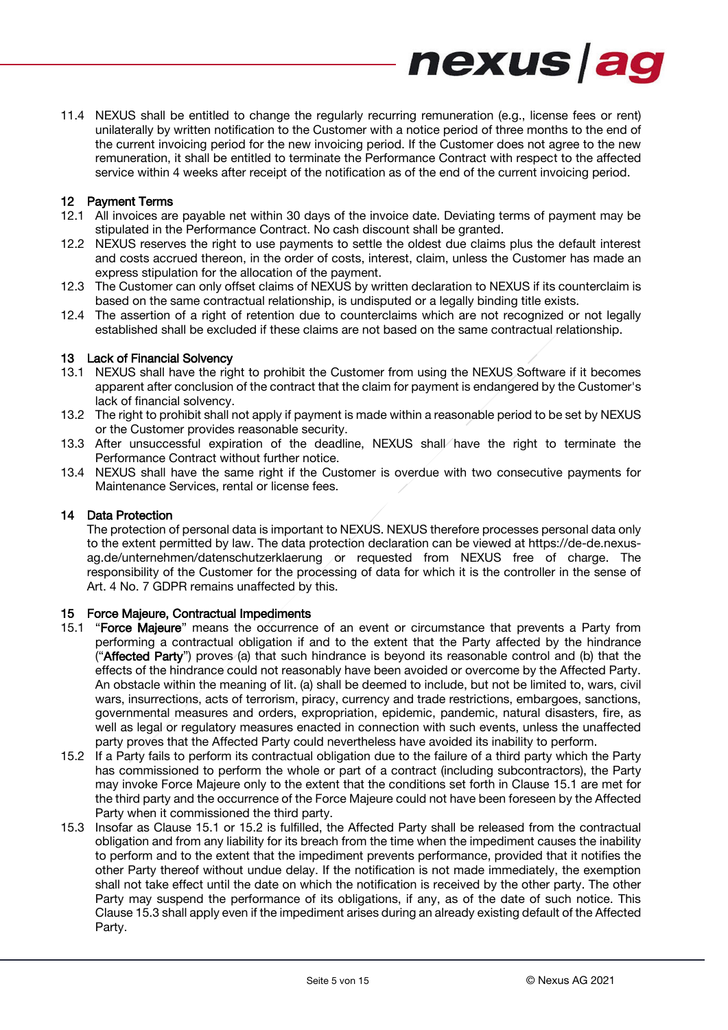11.4 NEXUS shall be entitled to change the regularly recurring remuneration (e.g., license fees or rent) unilaterally by written notification to the Customer with a notice period of three months to the end of the current invoicing period for the new invoicing period. If the Customer does not agree to the new remuneration, it shall be entitled to terminate the Performance Contract with respect to the affected service within 4 weeks after receipt of the notification as of the end of the current invoicing period.

## 12 Payment Terms

12.1 All invoices are payable net within 30 days of the invoice date. Deviating terms of payment may be stipulated in the Performance Contract. No cash discount shall be granted.

12.2 NEXUS reserves the right to use payments to settle the oldest due claims plus the default interest and costs accrued thereon, in the order of costs, interest, claim, unless the Customer has made an express stipulation for the allocation of the payment.

12.3 The Customer can only offset claims of NEXUS by written declaration to NEXUS if its counterclaim is based on the same contractual relationship, is undisputed or a legally binding title exists.

12.4 The assertion of a right of retention due to counterclaims which are not recognized or not legally established shall be excluded if these claims are not based on the same contractual relationship.

## 13 Lack of Financial Solvency

13.1 NEXUS shall have the right to prohibit the Customer from using the NEXUS Software if it becomes apparent after conclusion of the contract that the claim for payment is endangered by the Customer's lack of financial solvency.

13.2 The right to prohibit shall not apply if payment is made within a reasonable period to be set by NEXUS or the Customer provides reasonable security.

13.3 After unsuccessful expiration of the deadline, NEXUS shall have the right to terminate the Performance Contract without further notice.

13.4 NEXUS shall have the same right if the Customer is overdue with two consecutive payments for Maintenance Services, rental or license fees.

## 14 Data Protection

The protection of personal data is important to NEXUS. NEXUS therefore processes personal data only to the extent permitted by law. The data protection declaration can be viewed at https://de-de.nexus-ag.de/unternehmen/datenschutzerklaerung or requested from NEXUS free of charge. The responsibility of the Customer for the processing of data for which it is the controller in the sense of Art. 4 No. 7 GDPR remains unaffected by this.

## 15 Force Majeure, Contractual Impediments

15.1 "**Force Majeure**" means the occurrence of an event or circumstance that prevents a Party from performing a contractual obligation if and to the extent that the Party affected by the hindrance ("**Affected Party**") proves (a) that such hindrance is beyond its reasonable control and (b) that the effects of the hindrance could not reasonably have been avoided or overcome by the Affected Party. An obstacle within the meaning of lit. (a) shall be deemed to include, but not be limited to, wars, civil wars, insurrections, acts of terrorism, piracy, currency and trade restrictions, embargoes, sanctions, governmental measures and orders, expropriation, epidemic, pandemic, natural disasters, fire, as well as legal or regulatory measures enacted in connection with such events, unless the unaffected party proves that the Affected Party could nevertheless have avoided its inability to perform.

15.2 If a Party fails to perform its contractual obligation due to the failure of a third party which the Party has commissioned to perform the whole or part of a contract (including subcontractors), the Party may invoke Force Majeure only to the extent that the conditions set forth in Clause 15.1 are met for the third party and the occurrence of the Force Majeure could not have been foreseen by the Affected Party when it commissioned the third party.

15.3 Insofar as Clause 15.1 or 15.2 is fulfilled, the Affected Party shall be released from the contractual obligation and from any liability for its breach from the time when the impediment causes the inability to perform and to the extent that the impediment prevents performance, provided that it notifies the other Party thereof without undue delay. If the notification is not made immediately, the exemption shall not take effect until the date on which the notification is received by the other party. The other Party may suspend the performance of its obligations, if any, as of the date of such notice. This Clause 15.3 shall apply even if the impediment arises during an already existing default of the Affected Party.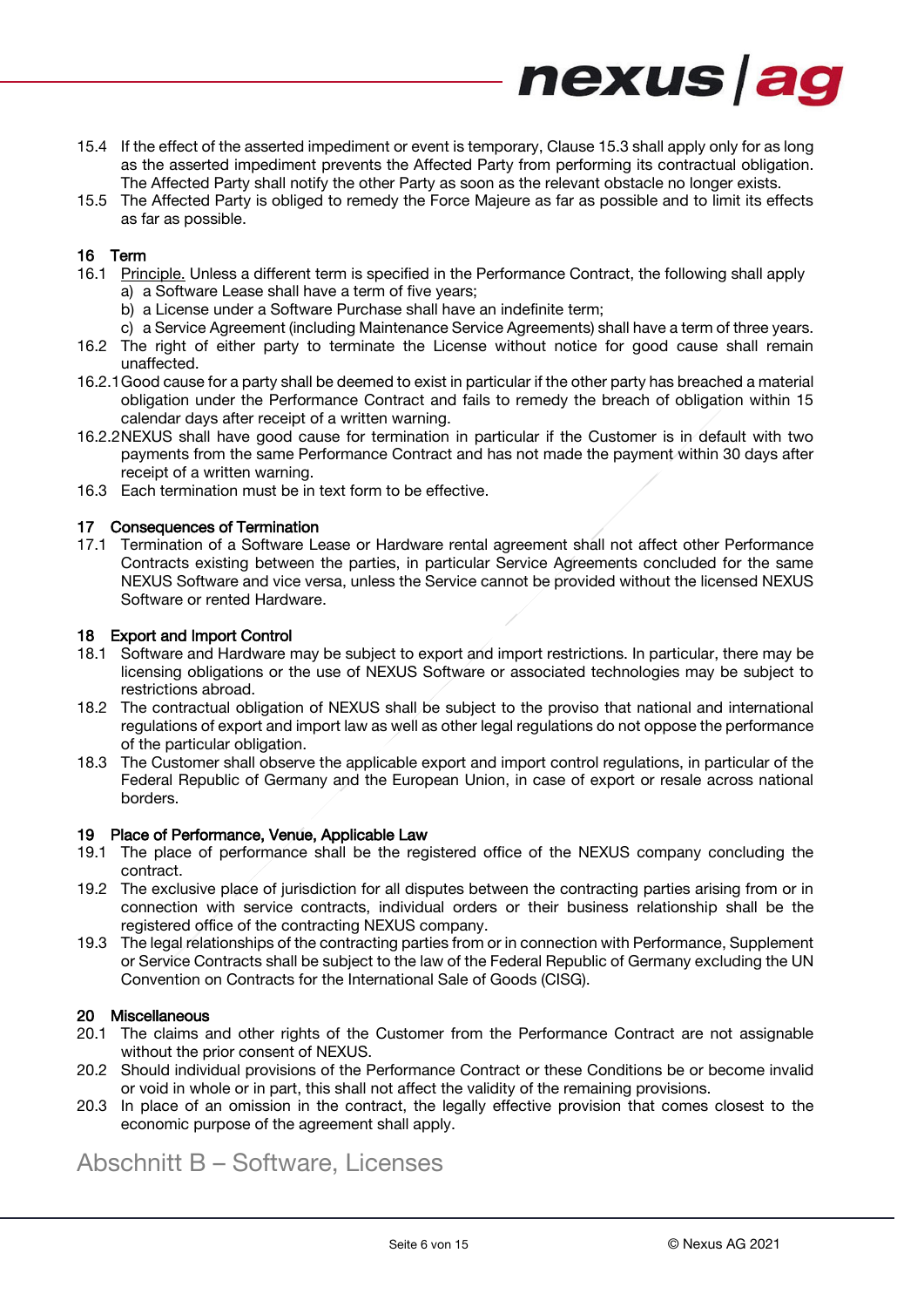15.4 If the effect of the asserted impediment or event is temporary, Clause 15.3 shall apply only for as long as the asserted impediment prevents the Affected Party from performing its contractual obligation. The Affected Party shall notify the other Party as soon as the relevant obstacle no longer exists.

15.5 The Affected Party is obliged to remedy the Force Majeure as far as possible and to limit its effects as far as possible.

## 16 Term

16.1 Principle. Unless a different term is specified in the Performance Contract, the following shall apply

a) a Software Lease shall have a term of five years;

b) a License under a Software Purchase shall have an indefinite term;

c) a Service Agreement (including Maintenance Service Agreements) shall have a term of three years.

16.2 The right of either party to terminate the License without notice for good cause shall remain unaffected.

16.2.1 Good cause for a party shall be deemed to exist in particular if the other party has breached a material obligation under the Performance Contract and fails to remedy the breach of obligation within 15 calendar days after receipt of a written warning.

16.2.2 NEXUS shall have good cause for termination in particular if the Customer is in default with two payments from the same Performance Contract and has not made the payment within 30 days after receipt of a written warning.

16.3 Each termination must be in text form to be effective.

## 17 Consequences of Termination

17.1 Termination of a Software Lease or Hardware rental agreement shall not affect other Performance Contracts existing between the parties, in particular Service Agreements concluded for the same NEXUS Software and vice versa, unless the Service cannot be provided without the licensed NEXUS Software or rented Hardware.

## 18 Export and Import Control

18.1 Software and Hardware may be subject to export and import restrictions. In particular, there may be licensing obligations or the use of NEXUS Software or associated technologies may be subject to restrictions abroad.

18.2 The contractual obligation of NEXUS shall be subject to the proviso that national and international regulations of export and import law as well as other legal regulations do not oppose the performance of the particular obligation.

18.3 The Customer shall observe the applicable export and import control regulations, in particular of the Federal Republic of Germany and the European Union, in case of export or resale across national borders.

## 19 Place of Performance, Venue, Applicable Law

19.1 The place of performance shall be the registered office of the NEXUS company concluding the contract.

19.2 The exclusive place of jurisdiction for all disputes between the contracting parties arising from or in connection with service contracts, individual orders or their business relationship shall be the registered office of the contracting NEXUS company.

19.3 The legal relationships of the contracting parties from or in connection with Performance, Supplement or Service Contracts shall be subject to the law of the Federal Republic of Germany excluding the UN Convention on Contracts for the International Sale of Goods (CISG).

## 20 Miscellaneous

20.1 The claims and other rights of the Customer from the Performance Contract are not assignable without the prior consent of NEXUS.

20.2 Should individual provisions of the Performance Contract or these Conditions be or become invalid or void in whole or in part, this shall not affect the validity of the remaining provisions.

20.3 In place of an omission in the contract, the legally effective provision that comes closest to the economic purpose of the agreement shall apply.

# Abschnitt B – Software, Licenses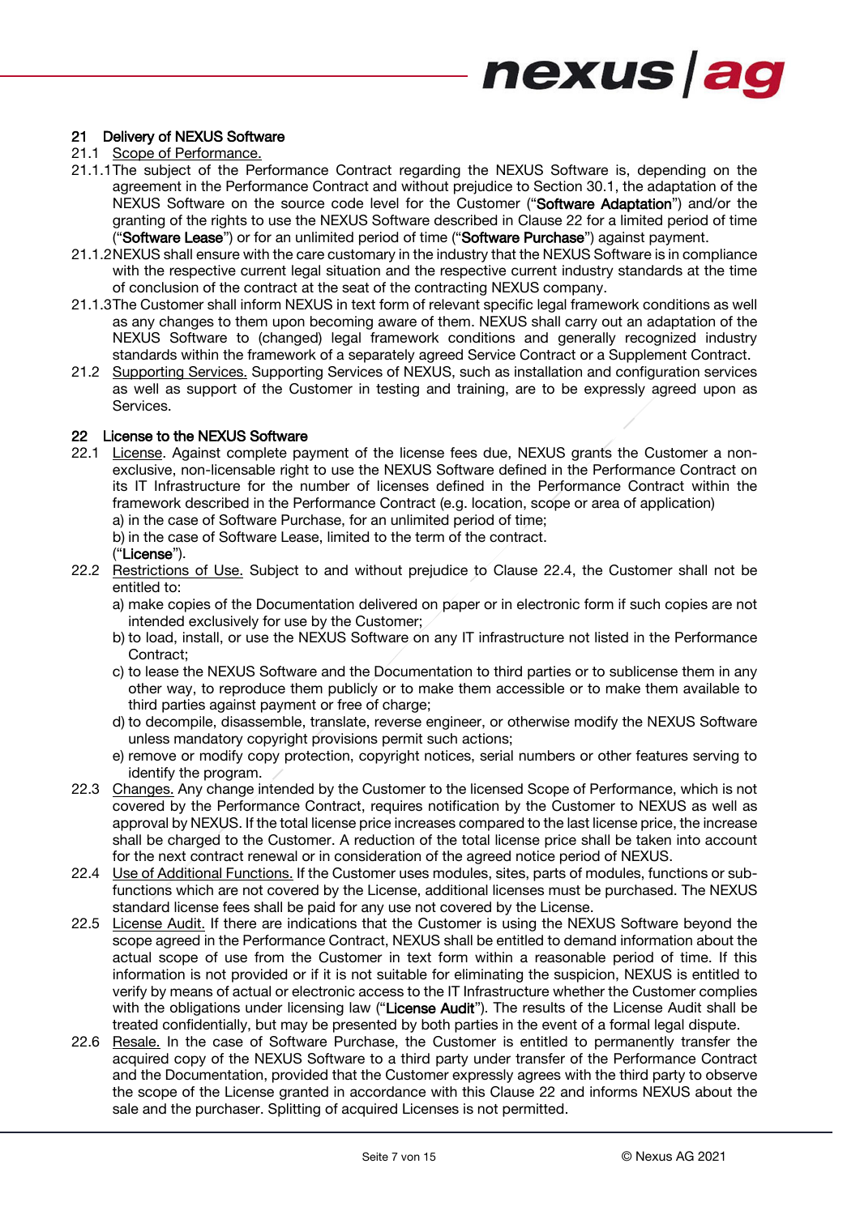## 21 Delivery of NEXUS Software

21.1 Scope of Performance.

21.1.1 The subject of the Performance Contract regarding the NEXUS Software is, depending on the agreement in the Performance Contract and without prejudice to Section 30.1, the adaptation of the NEXUS Software on the source code level for the Customer ("**Software Adaptation**") and/or the granting of the rights to use the NEXUS Software described in Clause 22 for a limited period of time ("**Software Lease**") or for an unlimited period of time ("**Software Purchase**") against payment.

21.1.2 NEXUS shall ensure with the care customary in the industry that the NEXUS Software is in compliance with the respective current legal situation and the respective current industry standards at the time of conclusion of the contract at the seat of the contracting NEXUS company.

21.1.3 The Customer shall inform NEXUS in text form of relevant specific legal framework conditions as well as any changes to them upon becoming aware of them. NEXUS shall carry out an adaptation of the NEXUS Software to (changed) legal framework conditions and generally recognized industry standards within the framework of a separately agreed Service Contract or a Supplement Contract.

21.2 Supporting Services. Supporting Services of NEXUS, such as installation and configuration services as well as support of the Customer in testing and training, are to be expressly agreed upon as Services.

## 22 License to the NEXUS Software

22.1 License. Against complete payment of the license fees due, NEXUS grants the Customer a non-exclusive, non-licensable right to use the NEXUS Software defined in the Performance Contract on its IT Infrastructure for the number of licenses defined in the Performance Contract within the framework described in the Performance Contract (e.g. location, scope or area of application)

a) in the case of Software Purchase, for an unlimited period of time;

b) in the case of Software Lease, limited to the term of the contract.

("**License**").

22.2 Restrictions of Use. Subject to and without prejudice to Clause 22.4, the Customer shall not be entitled to:

a) make copies of the Documentation delivered on paper or in electronic form if such copies are not intended exclusively for use by the Customer;

b) to load, install, or use the NEXUS Software on any IT infrastructure not listed in the Performance Contract;

c) to lease the NEXUS Software and the Documentation to third parties or to sublicense them in any other way, to reproduce them publicly or to make them accessible or to make them available to third parties against payment or free of charge;

d) to decompile, disassemble, translate, reverse engineer, or otherwise modify the NEXUS Software unless mandatory copyright provisions permit such actions;

e) remove or modify copy protection, copyright notices, serial numbers or other features serving to identify the program.

22.3 Changes. Any change intended by the Customer to the licensed Scope of Performance, which is not covered by the Performance Contract, requires notification by the Customer to NEXUS as well as approval by NEXUS. If the total license price increases compared to the last license price, the increase shall be charged to the Customer. A reduction of the total license price shall be taken into account for the next contract renewal or in consideration of the agreed notice period of NEXUS.

22.4 Use of Additional Functions. If the Customer uses modules, sites, parts of modules, functions or sub-functions which are not covered by the License, additional licenses must be purchased. The NEXUS standard license fees shall be paid for any use not covered by the License.

22.5 License Audit. If there are indications that the Customer is using the NEXUS Software beyond the scope agreed in the Performance Contract, NEXUS shall be entitled to demand information about the actual scope of use from the Customer in text form within a reasonable period of time. If this information is not provided or if it is not suitable for eliminating the suspicion, NEXUS is entitled to verify by means of actual or electronic access to the IT Infrastructure whether the Customer complies with the obligations under licensing law ("**License Audit**"). The results of the License Audit shall be treated confidentially, but may be presented by both parties in the event of a formal legal dispute.

22.6 Resale. In the case of Software Purchase, the Customer is entitled to permanently transfer the acquired copy of the NEXUS Software to a third party under transfer of the Performance Contract and the Documentation, provided that the Customer expressly agrees with the third party to observe the scope of the License granted in accordance with this Clause 22 and informs NEXUS about the sale and the purchaser. Splitting of acquired Licenses is not permitted.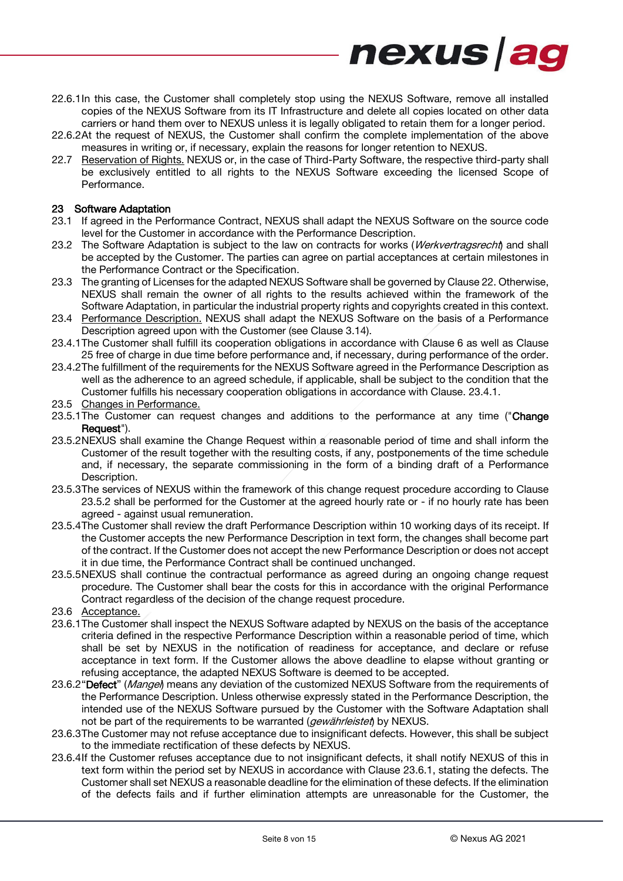22.6.1 In this case, the Customer shall completely stop using the NEXUS Software, remove all installed copies of the NEXUS Software from its IT Infrastructure and delete all copies located on other data carriers or hand them over to NEXUS unless it is legally obligated to retain them for a longer period.

22.6.2 At the request of NEXUS, the Customer shall confirm the complete implementation of the above measures in writing or, if necessary, explain the reasons for longer retention to NEXUS.

22.7 Reservation of Rights. NEXUS or, in the case of Third-Party Software, the respective third-party shall be exclusively entitled to all rights to the NEXUS Software exceeding the licensed Scope of Performance.

## 23 Software Adaptation

23.1 If agreed in the Performance Contract, NEXUS shall adapt the NEXUS Software on the source code level for the Customer in accordance with the Performance Description.

23.2 The Software Adaptation is subject to the law on contracts for works (*Werkvertragsrecht*) and shall be accepted by the Customer. The parties can agree on partial acceptances at certain milestones in the Performance Contract or the Specification.

23.3 The granting of Licenses for the adapted NEXUS Software shall be governed by Clause 22. Otherwise, NEXUS shall remain the owner of all rights to the results achieved within the framework of the Software Adaptation, in particular the industrial property rights and copyrights created in this context.

23.4 Performance Description. NEXUS shall adapt the NEXUS Software on the basis of a Performance Description agreed upon with the Customer (see Clause 3.14).

23.4.1 The Customer shall fulfill its cooperation obligations in accordance with Clause 6 as well as Clause 25 free of charge in due time before performance and, if necessary, during performance of the order.

23.4.2 The fulfillment of the requirements for the NEXUS Software agreed in the Performance Description as well as the adherence to an agreed schedule, if applicable, shall be subject to the condition that the Customer fulfills his necessary cooperation obligations in accordance with Clause. 23.4.1.

23.5 Changes in Performance.

23.5.1 The Customer can request changes and additions to the performance at any time ("**Change Request**").

23.5.2 NEXUS shall examine the Change Request within a reasonable period of time and shall inform the Customer of the result together with the resulting costs, if any, postponements of the time schedule and, if necessary, the separate commissioning in the form of a binding draft of a Performance Description.

23.5.3 The services of NEXUS within the framework of this change request procedure according to Clause 23.5.2 shall be performed for the Customer at the agreed hourly rate or - if no hourly rate has been agreed - against usual remuneration.

23.5.4 The Customer shall review the draft Performance Description within 10 working days of its receipt. If the Customer accepts the new Performance Description in text form, the changes shall become part of the contract. If the Customer does not accept the new Performance Description or does not accept it in due time, the Performance Contract shall be continued unchanged.

23.5.5 NEXUS shall continue the contractual performance as agreed during an ongoing change request procedure. The Customer shall bear the costs for this in accordance with the original Performance Contract regardless of the decision of the change request procedure.

23.6 Acceptance.

23.6.1 The Customer shall inspect the NEXUS Software adapted by NEXUS on the basis of the acceptance criteria defined in the respective Performance Description within a reasonable period of time, which shall be set by NEXUS in the notification of readiness for acceptance, and declare or refuse acceptance in text form. If the Customer allows the above deadline to elapse without granting or refusing acceptance, the adapted NEXUS Software is deemed to be accepted.

23.6.2 "**Defect**" (*Mangel*) means any deviation of the customized NEXUS Software from the requirements of the Performance Description. Unless otherwise expressly stated in the Performance Description, the intended use of the NEXUS Software pursued by the Customer with the Software Adaptation shall not be part of the requirements to be warranted (*gewährleistet*) by NEXUS.

23.6.3 The Customer may not refuse acceptance due to insignificant defects. However, this shall be subject to the immediate rectification of these defects by NEXUS.

23.6.4 If the Customer refuses acceptance due to not insignificant defects, it shall notify NEXUS of this in text form within the period set by NEXUS in accordance with Clause 23.6.1, stating the defects. The Customer shall set NEXUS a reasonable deadline for the elimination of these defects. If the elimination of the defects fails and if further elimination attempts are unreasonable for the Customer, the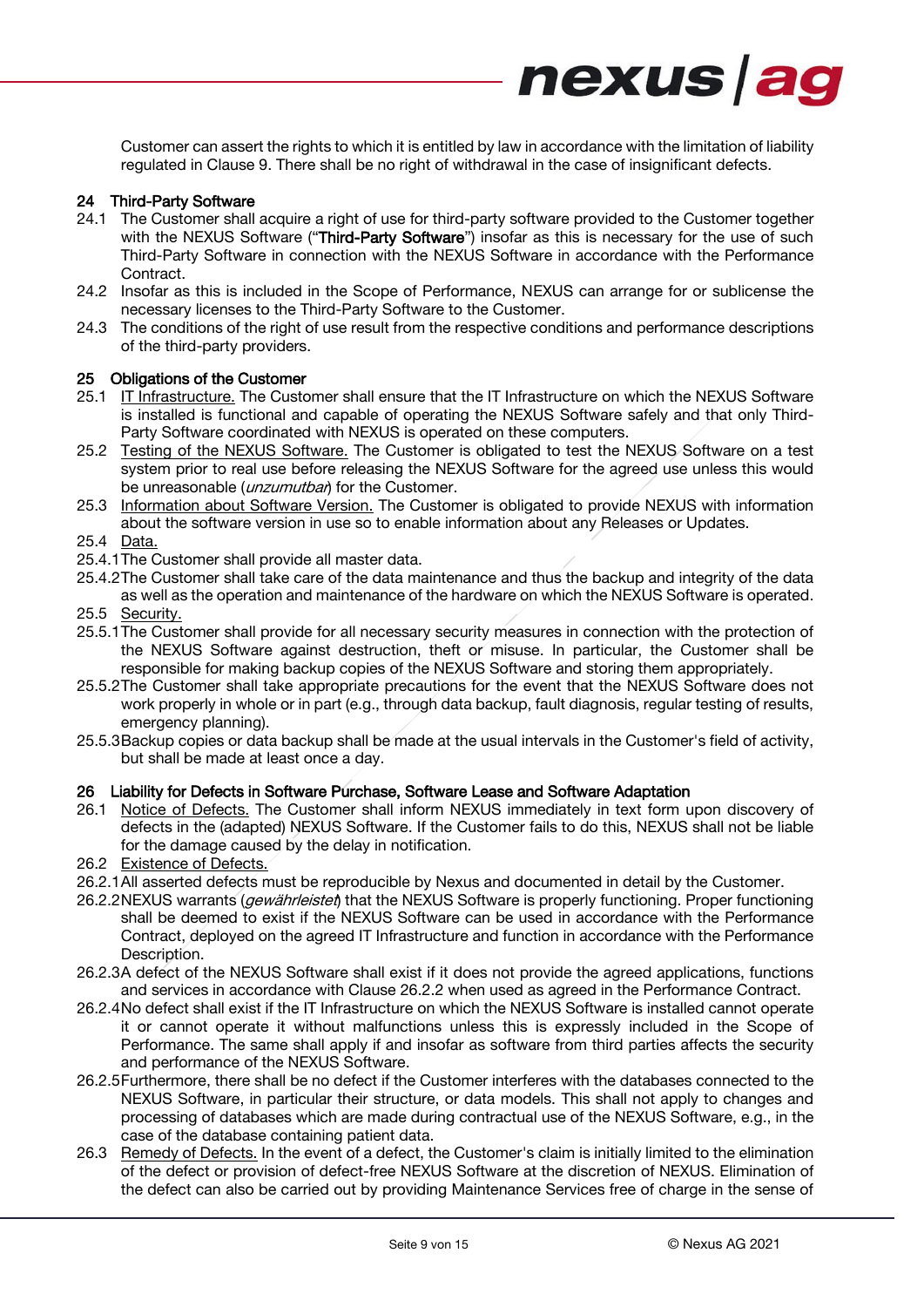Customer can assert the rights to which it is entitled by law in accordance with the limitation of liability regulated in Clause 9. There shall be no right of withdrawal in the case of insignificant defects.

## 24 Third-Party Software

24.1 The Customer shall acquire a right of use for third-party software provided to the Customer together with the NEXUS Software ("**Third-Party Software**") insofar as this is necessary for the use of such Third-Party Software in connection with the NEXUS Software in accordance with the Performance Contract.

24.2 Insofar as this is included in the Scope of Performance, NEXUS can arrange for or sublicense the necessary licenses to the Third-Party Software to the Customer.

24.3 The conditions of the right of use result from the respective conditions and performance descriptions of the third-party providers.

## 25 Obligations of the Customer

25.1 IT Infrastructure. The Customer shall ensure that the IT Infrastructure on which the NEXUS Software is installed is functional and capable of operating the NEXUS Software safely and that only Third-Party Software coordinated with NEXUS is operated on these computers.

25.2 Testing of the NEXUS Software. The Customer is obligated to test the NEXUS Software on a test system prior to real use before releasing the NEXUS Software for the agreed use unless this would be unreasonable (*unzumutbar*) for the Customer.

25.3 Information about Software Version. The Customer is obligated to provide NEXUS with information about the software version in use so to enable information about any Releases or Updates.

25.4 Data.

25.4.1 The Customer shall provide all master data.

25.4.2 The Customer shall take care of the data maintenance and thus the backup and integrity of the data as well as the operation and maintenance of the hardware on which the NEXUS Software is operated.

25.5 Security.

25.5.1 The Customer shall provide for all necessary security measures in connection with the protection of the NEXUS Software against destruction, theft or misuse. In particular, the Customer shall be responsible for making backup copies of the NEXUS Software and storing them appropriately.

25.5.2 The Customer shall take appropriate precautions for the event that the NEXUS Software does not work properly in whole or in part (e.g., through data backup, fault diagnosis, regular testing of results, emergency planning).

25.5.3 Backup copies or data backup shall be made at the usual intervals in the Customer's field of activity, but shall be made at least once a day.

## 26 Liability for Defects in Software Purchase, Software Lease and Software Adaptation

26.1 Notice of Defects. The Customer shall inform NEXUS immediately in text form upon discovery of defects in the (adapted) NEXUS Software. If the Customer fails to do this, NEXUS shall not be liable for the damage caused by the delay in notification.

26.2 Existence of Defects.

26.2.1 All asserted defects must be reproducible by Nexus and documented in detail by the Customer.

26.2.2 NEXUS warrants (*gewährleistet*) that the NEXUS Software is properly functioning. Proper functioning shall be deemed to exist if the NEXUS Software can be used in accordance with the Performance Contract, deployed on the agreed IT Infrastructure and function in accordance with the Performance Description.

26.2.3 A defect of the NEXUS Software shall exist if it does not provide the agreed applications, functions and services in accordance with Clause 26.2.2 when used as agreed in the Performance Contract.

26.2.4 No defect shall exist if the IT Infrastructure on which the NEXUS Software is installed cannot operate it or cannot operate it without malfunctions unless this is expressly included in the Scope of Performance. The same shall apply if and insofar as software from third parties affects the security and performance of the NEXUS Software.

26.2.5 Furthermore, there shall be no defect if the Customer interferes with the databases connected to the NEXUS Software, in particular their structure, or data models. This shall not apply to changes and processing of databases which are made during contractual use of the NEXUS Software, e.g., in the case of the database containing patient data.

26.3 Remedy of Defects. In the event of a defect, the Customer's claim is initially limited to the elimination of the defect or provision of defect-free NEXUS Software at the discretion of NEXUS. Elimination of the defect can also be carried out by providing Maintenance Services free of charge in the sense of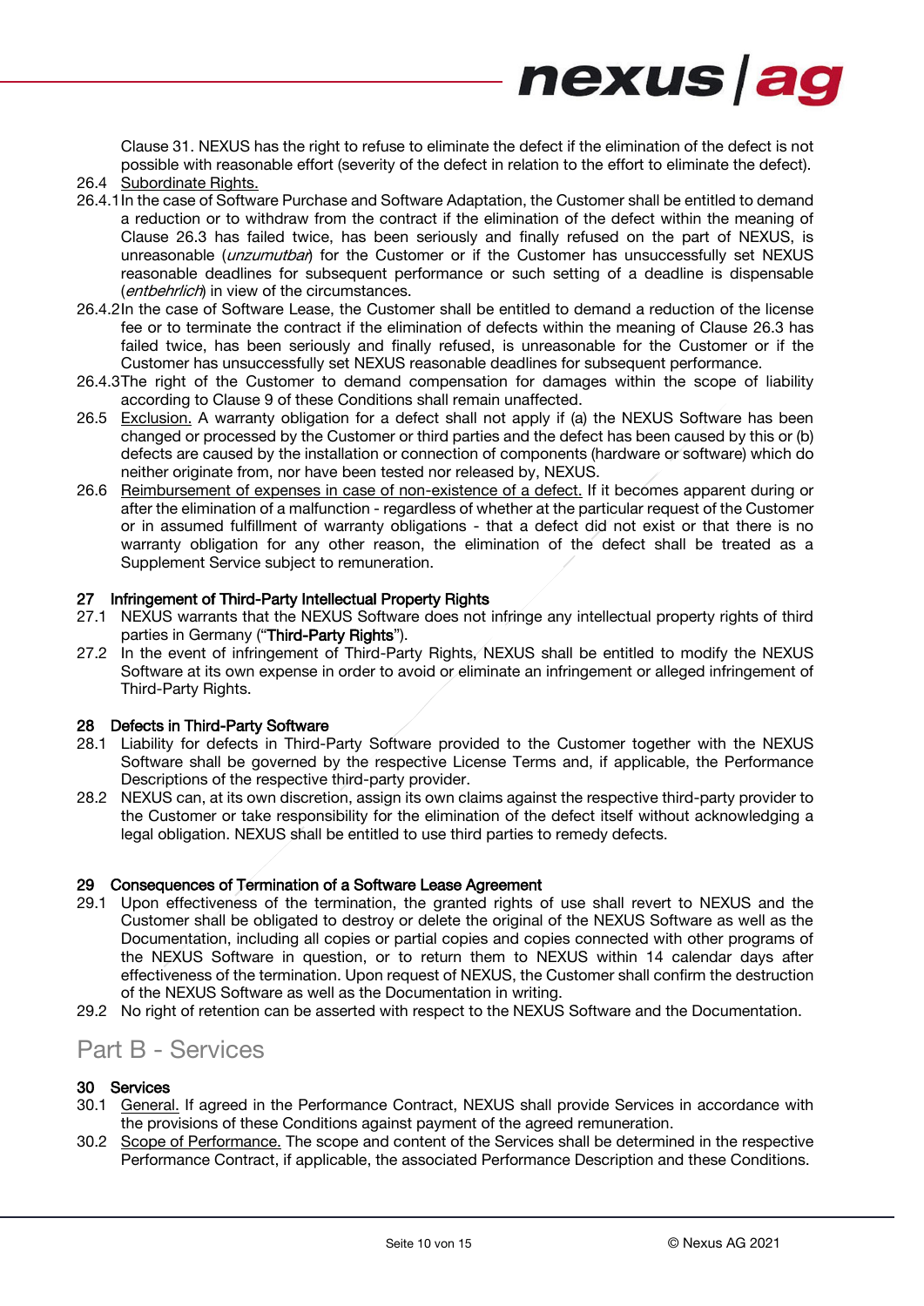Clause 31. NEXUS has the right to refuse to eliminate the defect if the elimination of the defect is not possible with reasonable effort (severity of the defect in relation to the effort to eliminate the defect).

26.4 Subordinate Rights.

26.4.1 In the case of Software Purchase and Software Adaptation, the Customer shall be entitled to demand a reduction or to withdraw from the contract if the elimination of the defect within the meaning of Clause 26.3 has failed twice, has been seriously and finally refused on the part of NEXUS, is unreasonable (*unzumutbar*) for the Customer or if the Customer has unsuccessfully set NEXUS reasonable deadlines for subsequent performance or such setting of a deadline is dispensable (*entbehrlich*) in view of the circumstances.

26.4.2 In the case of Software Lease, the Customer shall be entitled to demand a reduction of the license fee or to terminate the contract if the elimination of defects within the meaning of Clause 26.3 has failed twice, has been seriously and finally refused, is unreasonable for the Customer or if the Customer has unsuccessfully set NEXUS reasonable deadlines for subsequent performance.

26.4.3 The right of the Customer to demand compensation for damages within the scope of liability according to Clause 9 of these Conditions shall remain unaffected.

26.5 Exclusion. A warranty obligation for a defect shall not apply if (a) the NEXUS Software has been changed or processed by the Customer or third parties and the defect has been caused by this or (b) defects are caused by the installation or connection of components (hardware or software) which do neither originate from, nor have been tested nor released by, NEXUS.

26.6 Reimbursement of expenses in case of non-existence of a defect. If it becomes apparent during or after the elimination of a malfunction - regardless of whether at the particular request of the Customer or in assumed fulfillment of warranty obligations - that a defect did not exist or that there is no warranty obligation for any other reason, the elimination of the defect shall be treated as a Supplement Service subject to remuneration.

### 27 Infringement of Third-Party Intellectual Property Rights

27.1 NEXUS warrants that the NEXUS Software does not infringe any intellectual property rights of third parties in Germany ("**Third-Party Rights**").

27.2 In the event of infringement of Third-Party Rights, NEXUS shall be entitled to modify the NEXUS Software at its own expense in order to avoid or eliminate an infringement or alleged infringement of Third-Party Rights.

### 28 Defects in Third-Party Software

28.1 Liability for defects in Third-Party Software provided to the Customer together with the NEXUS Software shall be governed by the respective License Terms and, if applicable, the Performance Descriptions of the respective third-party provider.

28.2 NEXUS can, at its own discretion, assign its own claims against the respective third-party provider to the Customer or take responsibility for the elimination of the defect itself without acknowledging a legal obligation. NEXUS shall be entitled to use third parties to remedy defects.

### 29 Consequences of Termination of a Software Lease Agreement

29.1 Upon effectiveness of the termination, the granted rights of use shall revert to NEXUS and the Customer shall be obligated to destroy or delete the original of the NEXUS Software as well as the Documentation, including all copies or partial copies and copies connected with other programs of the NEXUS Software in question, or to return them to NEXUS within 14 calendar days after effectiveness of the termination. Upon request of NEXUS, the Customer shall confirm the destruction of the NEXUS Software as well as the Documentation in writing.

29.2 No right of retention can be asserted with respect to the NEXUS Software and the Documentation.

## Part B - Services

### 30 Services

30.1 General. If agreed in the Performance Contract, NEXUS shall provide Services in accordance with the provisions of these Conditions against payment of the agreed remuneration.

30.2 Scope of Performance. The scope and content of the Services shall be determined in the respective Performance Contract, if applicable, the associated Performance Description and these Conditions.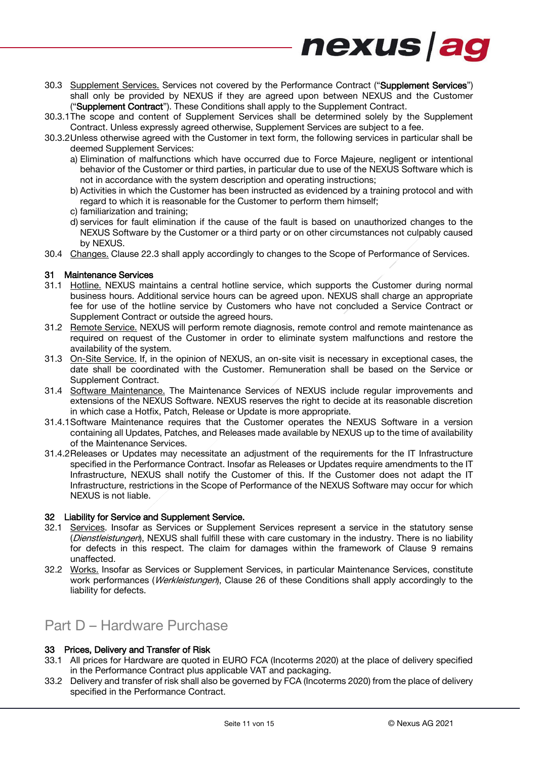30.3 Supplement Services. Services not covered by the Performance Contract ("**Supplement Services**") shall only be provided by NEXUS if they are agreed upon between NEXUS and the Customer ("**Supplement Contract**"). These Conditions shall apply to the Supplement Contract.

30.3.1 The scope and content of Supplement Services shall be determined solely by the Supplement Contract. Unless expressly agreed otherwise, Supplement Services are subject to a fee.

30.3.2 Unless otherwise agreed with the Customer in text form, the following services in particular shall be deemed Supplement Services:

a) Elimination of malfunctions which have occurred due to Force Majeure, negligent or intentional behavior of the Customer or third parties, in particular due to use of the NEXUS Software which is not in accordance with the system description and operating instructions;
b) Activities in which the Customer has been instructed as evidenced by a training protocol and with regard to which it is reasonable for the Customer to perform them himself;
c) familiarization and training;
d) services for fault elimination if the cause of the fault is based on unauthorized changes to the NEXUS Software by the Customer or a third party or on other circumstances not culpably caused by NEXUS.

30.4 Changes. Clause 22.3 shall apply accordingly to changes to the Scope of Performance of Services.

**31 Maintenance Services**

31.1 Hotline. NEXUS maintains a central hotline service, which supports the Customer during normal business hours. Additional service hours can be agreed upon. NEXUS shall charge an appropriate fee for use of the hotline service by Customers who have not concluded a Service Contract or Supplement Contract or outside the agreed hours.

31.2 Remote Service. NEXUS will perform remote diagnosis, remote control and remote maintenance as required on request of the Customer in order to eliminate system malfunctions and restore the availability of the system.

31.3 On-Site Service. If, in the opinion of NEXUS, an on-site visit is necessary in exceptional cases, the date shall be coordinated with the Customer. Remuneration shall be based on the Service or Supplement Contract.

31.4 Software Maintenance. The Maintenance Services of NEXUS include regular improvements and extensions of the NEXUS Software. NEXUS reserves the right to decide at its reasonable discretion in which case a Hotfix, Patch, Release or Update is more appropriate.

31.4.1 Software Maintenance requires that the Customer operates the NEXUS Software in a version containing all Updates, Patches, and Releases made available by NEXUS up to the time of availability of the Maintenance Services.

31.4.2 Releases or Updates may necessitate an adjustment of the requirements for the IT Infrastructure specified in the Performance Contract. Insofar as Releases or Updates require amendments to the IT Infrastructure, NEXUS shall notify the Customer of this. If the Customer does not adapt the IT Infrastructure, restrictions in the Scope of Performance of the NEXUS Software may occur for which NEXUS is not liable.

**32 Liability for Service and Supplement Service.**

32.1 Services. Insofar as Services or Supplement Services represent a service in the statutory sense (*Dienstleistungen*), NEXUS shall fulfill these with care customary in the industry. There is no liability for defects in this respect. The claim for damages within the framework of Clause 9 remains unaffected.

32.2 Works. Insofar as Services or Supplement Services, in particular Maintenance Services, constitute work performances (*Werkleistungen*), Clause 26 of these Conditions shall apply accordingly to the liability for defects.

# Part D – Hardware Purchase

**33 Prices, Delivery and Transfer of Risk**

33.1 All prices for Hardware are quoted in EURO FCA (Incoterms 2020) at the place of delivery specified in the Performance Contract plus applicable VAT and packaging.

33.2 Delivery and transfer of risk shall also be governed by FCA (Incoterms 2020) from the place of delivery specified in the Performance Contract.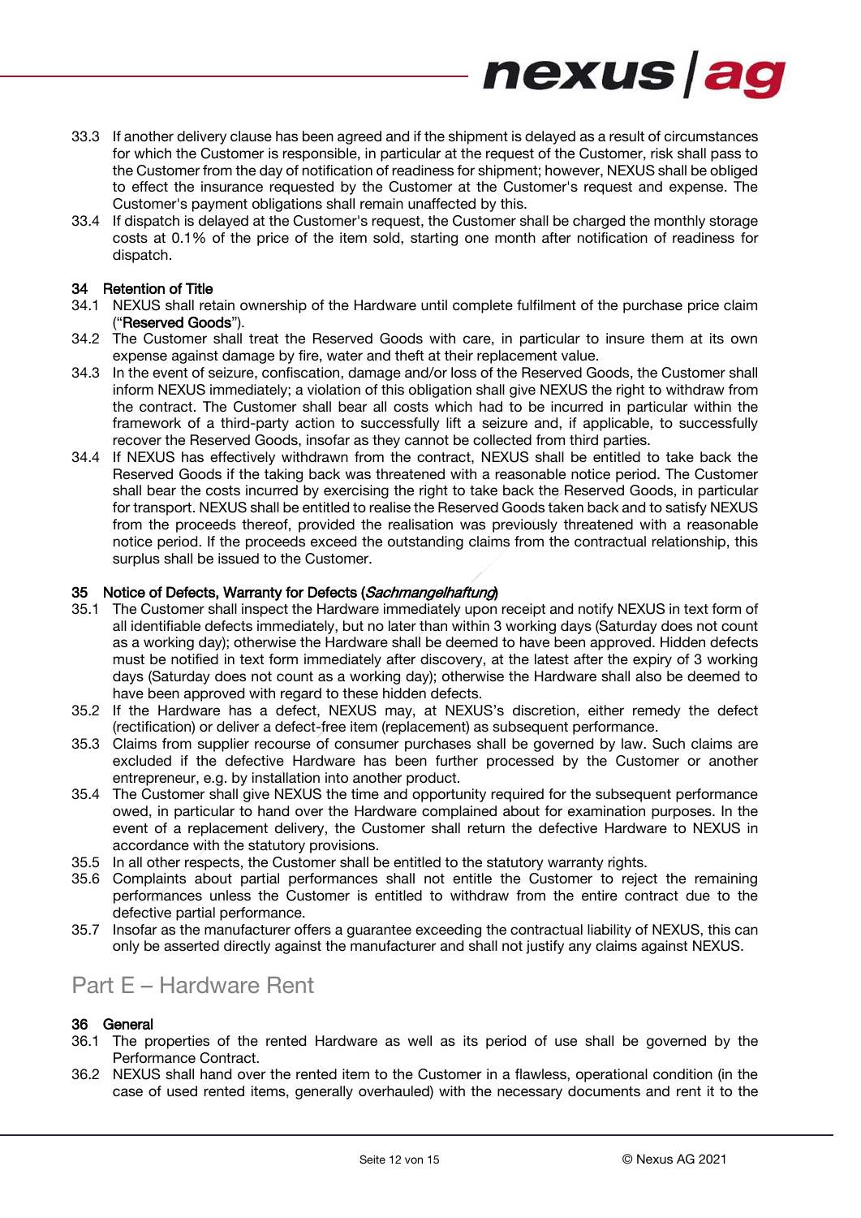33.3 If another delivery clause has been agreed and if the shipment is delayed as a result of circumstances for which the Customer is responsible, in particular at the request of the Customer, risk shall pass to the Customer from the day of notification of readiness for shipment; however, NEXUS shall be obliged to effect the insurance requested by the Customer at the Customer's request and expense. The Customer's payment obligations shall remain unaffected by this.

33.4 If dispatch is delayed at the Customer's request, the Customer shall be charged the monthly storage costs at 0.1% of the price of the item sold, starting one month after notification of readiness for dispatch.

### 34 Retention of Title

34.1 NEXUS shall retain ownership of the Hardware until complete fulfilment of the purchase price claim ("**Reserved Goods**").

34.2 The Customer shall treat the Reserved Goods with care, in particular to insure them at its own expense against damage by fire, water and theft at their replacement value.

34.3 In the event of seizure, confiscation, damage and/or loss of the Reserved Goods, the Customer shall inform NEXUS immediately; a violation of this obligation shall give NEXUS the right to withdraw from the contract. The Customer shall bear all costs which had to be incurred in particular within the framework of a third-party action to successfully lift a seizure and, if applicable, to successfully recover the Reserved Goods, insofar as they cannot be collected from third parties.

34.4 If NEXUS has effectively withdrawn from the contract, NEXUS shall be entitled to take back the Reserved Goods if the taking back was threatened with a reasonable notice period. The Customer shall bear the costs incurred by exercising the right to take back the Reserved Goods, in particular for transport. NEXUS shall be entitled to realise the Reserved Goods taken back and to satisfy NEXUS from the proceeds thereof, provided the realisation was previously threatened with a reasonable notice period. If the proceeds exceed the outstanding claims from the contractual relationship, this surplus shall be issued to the Customer.

### 35 Notice of Defects, Warranty for Defects (*Sachmangelhaftung*)

35.1 The Customer shall inspect the Hardware immediately upon receipt and notify NEXUS in text form of all identifiable defects immediately, but no later than within 3 working days (Saturday does not count as a working day); otherwise the Hardware shall be deemed to have been approved. Hidden defects must be notified in text form immediately after discovery, at the latest after the expiry of 3 working days (Saturday does not count as a working day); otherwise the Hardware shall also be deemed to have been approved with regard to these hidden defects.

35.2 If the Hardware has a defect, NEXUS may, at NEXUS's discretion, either remedy the defect (rectification) or deliver a defect-free item (replacement) as subsequent performance.

35.3 Claims from supplier recourse of consumer purchases shall be governed by law. Such claims are excluded if the defective Hardware has been further processed by the Customer or another entrepreneur, e.g. by installation into another product.

35.4 The Customer shall give NEXUS the time and opportunity required for the subsequent performance owed, in particular to hand over the Hardware complained about for examination purposes. In the event of a replacement delivery, the Customer shall return the defective Hardware to NEXUS in accordance with the statutory provisions.

35.5 In all other respects, the Customer shall be entitled to the statutory warranty rights.

35.6 Complaints about partial performances shall not entitle the Customer to reject the remaining performances unless the Customer is entitled to withdraw from the entire contract due to the defective partial performance.

35.7 Insofar as the manufacturer offers a guarantee exceeding the contractual liability of NEXUS, this can only be asserted directly against the manufacturer and shall not justify any claims against NEXUS.

## Part E – Hardware Rent

### 36 General

36.1 The properties of the rented Hardware as well as its period of use shall be governed by the Performance Contract.

36.2 NEXUS shall hand over the rented item to the Customer in a flawless, operational condition (in the case of used rented items, generally overhauled) with the necessary documents and rent it to the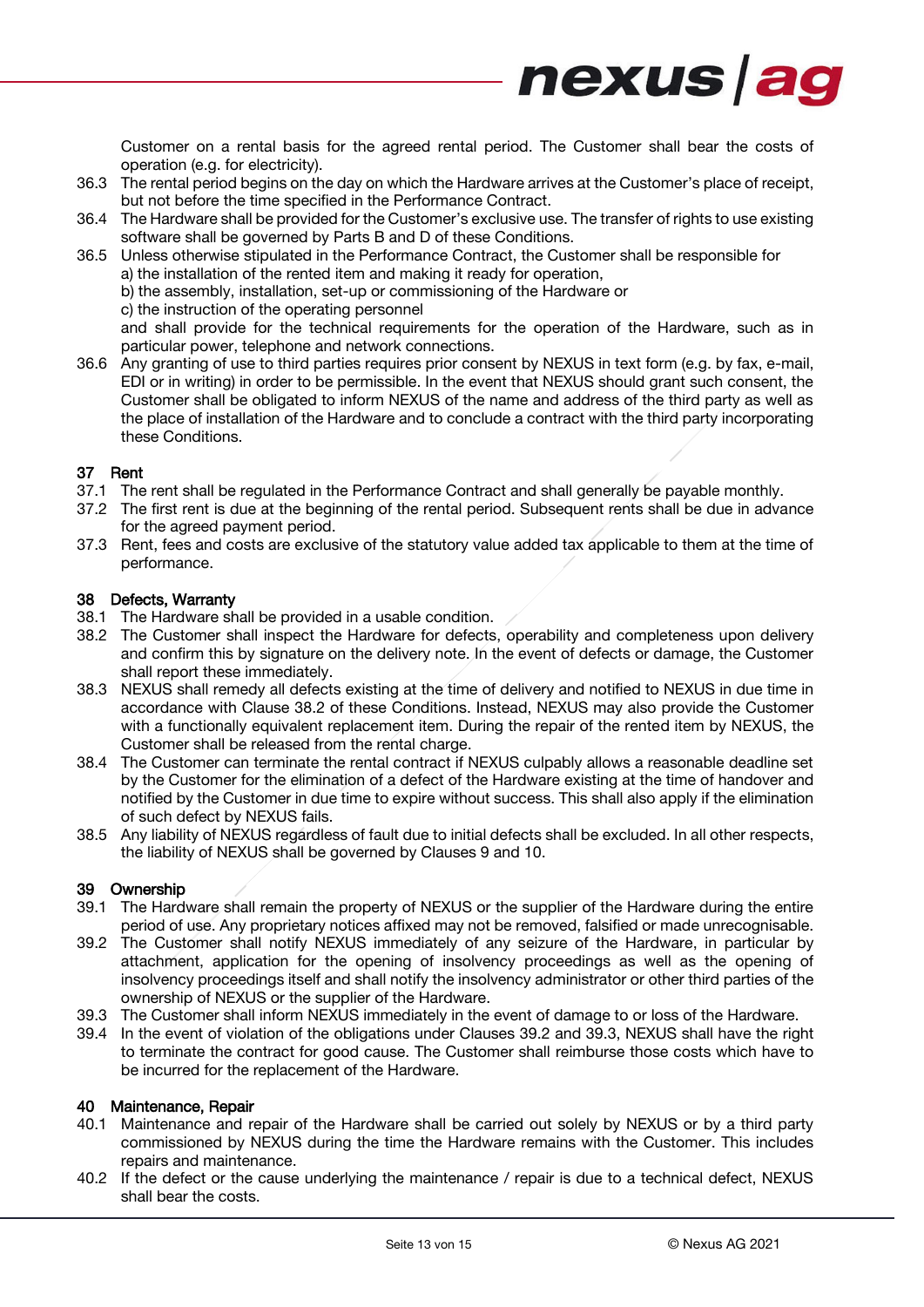Customer on a rental basis for the agreed rental period. The Customer shall bear the costs of operation (e.g. for electricity).

36.3 The rental period begins on the day on which the Hardware arrives at the Customer's place of receipt, but not before the time specified in the Performance Contract.

36.4 The Hardware shall be provided for the Customer's exclusive use. The transfer of rights to use existing software shall be governed by Parts B and D of these Conditions.

36.5 Unless otherwise stipulated in the Performance Contract, the Customer shall be responsible for
a) the installation of the rented item and making it ready for operation,
b) the assembly, installation, set-up or commissioning of the Hardware or
c) the instruction of the operating personnel
and shall provide for the technical requirements for the operation of the Hardware, such as in particular power, telephone and network connections.

36.6 Any granting of use to third parties requires prior consent by NEXUS in text form (e.g. by fax, e-mail, EDI or in writing) in order to be permissible. In the event that NEXUS should grant such consent, the Customer shall be obligated to inform NEXUS of the name and address of the third party as well as the place of installation of the Hardware and to conclude a contract with the third party incorporating these Conditions.

## 37 Rent

37.1 The rent shall be regulated in the Performance Contract and shall generally be payable monthly.

37.2 The first rent is due at the beginning of the rental period. Subsequent rents shall be due in advance for the agreed payment period.

37.3 Rent, fees and costs are exclusive of the statutory value added tax applicable to them at the time of performance.

## 38 Defects, Warranty

38.1 The Hardware shall be provided in a usable condition.

38.2 The Customer shall inspect the Hardware for defects, operability and completeness upon delivery and confirm this by signature on the delivery note. In the event of defects or damage, the Customer shall report these immediately.

38.3 NEXUS shall remedy all defects existing at the time of delivery and notified to NEXUS in due time in accordance with Clause 38.2 of these Conditions. Instead, NEXUS may also provide the Customer with a functionally equivalent replacement item. During the repair of the rented item by NEXUS, the Customer shall be released from the rental charge.

38.4 The Customer can terminate the rental contract if NEXUS culpably allows a reasonable deadline set by the Customer for the elimination of a defect of the Hardware existing at the time of handover and notified by the Customer in due time to expire without success. This shall also apply if the elimination of such defect by NEXUS fails.

38.5 Any liability of NEXUS regardless of fault due to initial defects shall be excluded. In all other respects, the liability of NEXUS shall be governed by Clauses 9 and 10.

## 39 Ownership

39.1 The Hardware shall remain the property of NEXUS or the supplier of the Hardware during the entire period of use. Any proprietary notices affixed may not be removed, falsified or made unrecognisable.

39.2 The Customer shall notify NEXUS immediately of any seizure of the Hardware, in particular by attachment, application for the opening of insolvency proceedings as well as the opening of insolvency proceedings itself and shall notify the insolvency administrator or other third parties of the ownership of NEXUS or the supplier of the Hardware.

39.3 The Customer shall inform NEXUS immediately in the event of damage to or loss of the Hardware.

39.4 In the event of violation of the obligations under Clauses 39.2 and 39.3, NEXUS shall have the right to terminate the contract for good cause. The Customer shall reimburse those costs which have to be incurred for the replacement of the Hardware.

## 40 Maintenance, Repair

40.1 Maintenance and repair of the Hardware shall be carried out solely by NEXUS or by a third party commissioned by NEXUS during the time the Hardware remains with the Customer. This includes repairs and maintenance.

40.2 If the defect or the cause underlying the maintenance / repair is due to a technical defect, NEXUS shall bear the costs.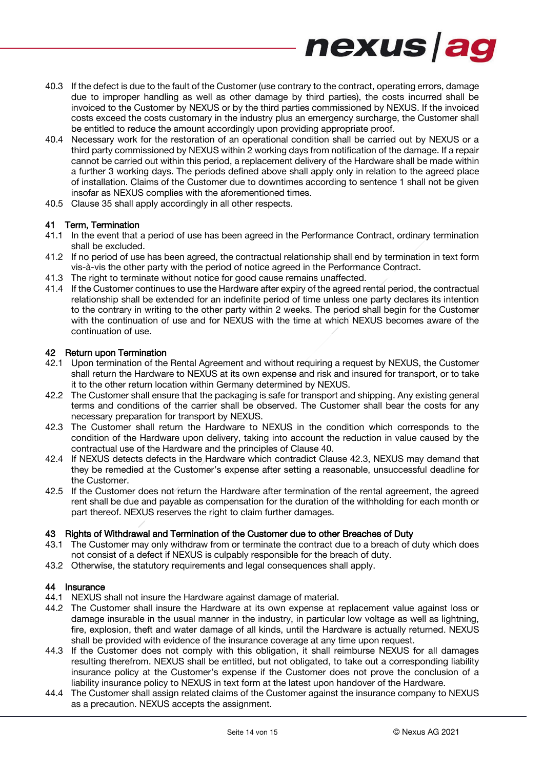40.3 If the defect is due to the fault of the Customer (use contrary to the contract, operating errors, damage due to improper handling as well as other damage by third parties), the costs incurred shall be invoiced to the Customer by NEXUS or by the third parties commissioned by NEXUS. If the invoiced costs exceed the costs customary in the industry plus an emergency surcharge, the Customer shall be entitled to reduce the amount accordingly upon providing appropriate proof.

40.4 Necessary work for the restoration of an operational condition shall be carried out by NEXUS or a third party commissioned by NEXUS within 2 working days from notification of the damage. If a repair cannot be carried out within this period, a replacement delivery of the Hardware shall be made within a further 3 working days. The periods defined above shall apply only in relation to the agreed place of installation. Claims of the Customer due to downtimes according to sentence 1 shall not be given insofar as NEXUS complies with the aforementioned times.

40.5 Clause 35 shall apply accordingly in all other respects.

## 41 Term, Termination

41.1 In the event that a period of use has been agreed in the Performance Contract, ordinary termination shall be excluded.

41.2 If no period of use has been agreed, the contractual relationship shall end by termination in text form vis-à-vis the other party with the period of notice agreed in the Performance Contract.

41.3 The right to terminate without notice for good cause remains unaffected.

41.4 If the Customer continues to use the Hardware after expiry of the agreed rental period, the contractual relationship shall be extended for an indefinite period of time unless one party declares its intention to the contrary in writing to the other party within 2 weeks. The period shall begin for the Customer with the continuation of use and for NEXUS with the time at which NEXUS becomes aware of the continuation of use.

## 42 Return upon Termination

42.1 Upon termination of the Rental Agreement and without requiring a request by NEXUS, the Customer shall return the Hardware to NEXUS at its own expense and risk and insured for transport, or to take it to the other return location within Germany determined by NEXUS.

42.2 The Customer shall ensure that the packaging is safe for transport and shipping. Any existing general terms and conditions of the carrier shall be observed. The Customer shall bear the costs for any necessary preparation for transport by NEXUS.

42.3 The Customer shall return the Hardware to NEXUS in the condition which corresponds to the condition of the Hardware upon delivery, taking into account the reduction in value caused by the contractual use of the Hardware and the principles of Clause 40.

42.4 If NEXUS detects defects in the Hardware which contradict Clause 42.3, NEXUS may demand that they be remedied at the Customer's expense after setting a reasonable, unsuccessful deadline for the Customer.

42.5 If the Customer does not return the Hardware after termination of the rental agreement, the agreed rent shall be due and payable as compensation for the duration of the withholding for each month or part thereof. NEXUS reserves the right to claim further damages.

## 43 Rights of Withdrawal and Termination of the Customer due to other Breaches of Duty

43.1 The Customer may only withdraw from or terminate the contract due to a breach of duty which does not consist of a defect if NEXUS is culpably responsible for the breach of duty.

43.2 Otherwise, the statutory requirements and legal consequences shall apply.

## 44 Insurance

44.1 NEXUS shall not insure the Hardware against damage of material.

44.2 The Customer shall insure the Hardware at its own expense at replacement value against loss or damage insurable in the usual manner in the industry, in particular low voltage as well as lightning, fire, explosion, theft and water damage of all kinds, until the Hardware is actually returned. NEXUS shall be provided with evidence of the insurance coverage at any time upon request.

44.3 If the Customer does not comply with this obligation, it shall reimburse NEXUS for all damages resulting therefrom. NEXUS shall be entitled, but not obligated, to take out a corresponding liability insurance policy at the Customer's expense if the Customer does not prove the conclusion of a liability insurance policy to NEXUS in text form at the latest upon handover of the Hardware.

44.4 The Customer shall assign related claims of the Customer against the insurance company to NEXUS as a precaution. NEXUS accepts the assignment.